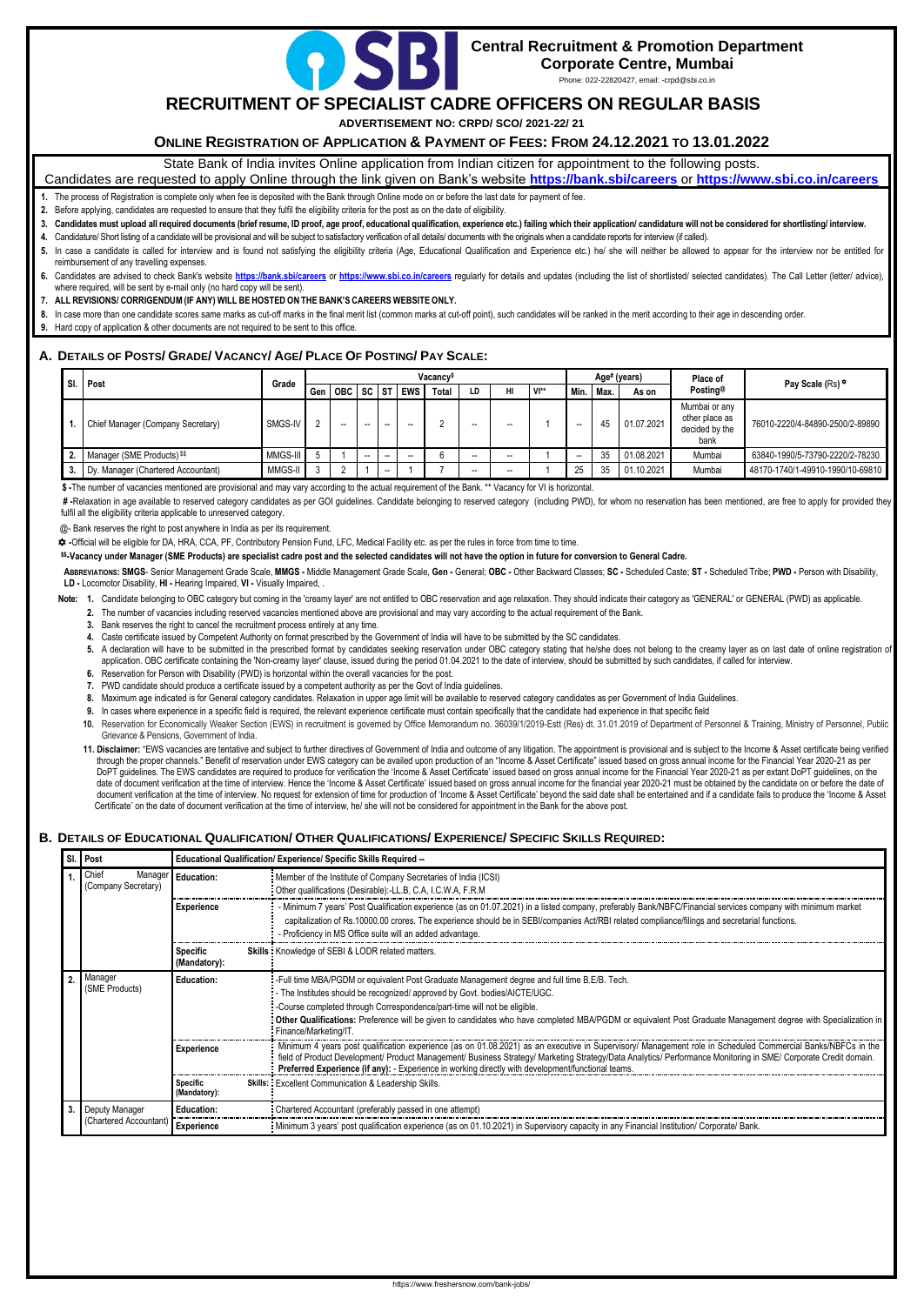# Central Recruitment & Promotion Department

## Corporate Centre, Mumbai

Phone: 022-22820427, email: -crpd@sbi.co.in

# RECRUITMENT OF SPECIALIST CADRE OFFICERS ON REGULAR BASIS

**ADVERTISEMENT NO: CRPD/ SCO/ 2021-22/ 21**

## ONLINE REGISTRATION OF APPLICATION & PAYMENT OF FEES: FROM 24.12.2021 TO 13.01.2022

State Bank of India invites Online application from Indian citizen for appointment to the following posts.

Candidates are requested to apply Online through the link given on Bank's website **https://bank.sbi/careers** or **https://www.sbi.co.in/careers**

1. The process of Registration is complete only when fee is deposited with the Bank through Online mode on or before the last date for payment of fee.
2. Before applying, candidates are requested to ensure that they fulfil the eligibility criteria for the post as on the date of eligibility.
3. **Candidates must upload all required documents (brief resume, ID proof, age proof, educational qualification, experience etc.) failing which their application/ candidature will not be considered for shortlisting/ interview.**
4. Candidature/ Short listing of a candidate will be provisional and will be subject to satisfactory verification of all details/ documents with the originals when a candidate reports for interview (if called).
5. In case a candidate is called for interview and is found not satisfying the eligibility criteria (Age, Educational Qualification and Experience etc.) he/ she will neither be allowed to appear for the interview nor be entitled for reimbursement of any travelling expenses.
6. Candidates are advised to check Bank's website **https://bank.sbi/careers** or **https://www.sbi.co.in/careers** regularly for details and updates (including the list of shortlisted/ selected candidates). The Call Letter (letter/ advice), where required, will be sent by e-mail only (no hard copy will be sent).
7. **ALL REVISIONS/ CORRIGENDUM (IF ANY) WILL BE HOSTED ON THE BANK'S CAREERS WEBSITE ONLY.**
8. In case more than one candidate scores same marks as cut-off marks in the final merit list (common marks at cut-off point), such candidates will be ranked in the merit according to their age in descending order.
9. Hard copy of application & other documents are not required to be sent to this office.

## A. DETAILS OF POSTS/ GRADE/ VACANCY/ AGE/ PLACE OF POSTING/ PAY SCALE:

| Sl. | Post | Grade | Vacancy$ | | | | | | | | | Age# (years) | | | Place of Posting@ | Pay Scale (Rs) ✿ |
|---|---|---|---|---|---|---|---|---|---|---|---|---|---|---|---|---|
| | | | Gen | OBC | SC | ST | EWS | Total | LD | HI | VI** | Min. | Max. | As on | | |
| 1. | Chief Manager (Company Secretary) | SMGS-IV | 2 | -- | -- | -- | -- | 2 | -- | -- | 1 | -- | 45 | 01.07.2021 | Mumbai or any other place as decided by the bank | 76010-2220/4-84890-2500/2-89890 |
| 2. | Manager (SME Products) $$ | MMGS-III | 5 | 1 | -- | -- | -- | 6 | -- | -- | 1 | -- | 35 | 01.08.2021 | Mumbai | 63840-1990/5-73790-2220/2-78230 |
| 3. | Dy. Manager (Chartered Accountant) | MMGS-II | 3 | 2 | 1 | -- | 1 | 7 | -- | -- | 1 | 25 | 35 | 01.10.2021 | Mumbai | 48170-1740/1-49910-1990/10-69810 |

**$** -The number of vacancies mentioned are provisional and may vary according to the actual requirement of the Bank. ** Vacancy for VI is horizontal.

**#** -Relaxation in age available to reserved category candidates as per GOI guidelines. Candidate belonging to reserved category (including PWD), for whom no reservation has been mentioned, are free to apply for provided they fulfil all the eligibility criteria applicable to unreserved category.

@- Bank reserves the right to post anywhere in India as per its requirement.

✿ -Official will be eligible for DA, HRA, CCA, PF, Contributory Pension Fund, LFC, Medical Facility etc. as per the rules in force from time to time.

**$$-Vacancy under Manager (SME Products) are specialist cadre post and the selected candidates will not have the option in future for conversion to General Cadre.**

**ABBREVIATIONS: SMGS**- Senior Management Grade Scale, **MMGS -** Middle Management Grade Scale, **Gen -** General; **OBC -** Other Backward Classes; **SC -** Scheduled Caste; **ST -** Scheduled Tribe; **PWD -** Person with Disability, **LD -** Locomotor Disability, **HI -** Hearing Impaired, **VI -** Visually Impaired, .

**Note:**

1. Candidate belonging to OBC category but coming in the 'creamy layer' are not entitled to OBC reservation and age relaxation. They should indicate their category as 'GENERAL' or GENERAL (PWD) as applicable.
2. The number of vacancies including reserved vacancies mentioned above are provisional and may vary according to the actual requirement of the Bank.
3. Bank reserves the right to cancel the recruitment process entirely at any time.
4. Caste certificate issued by Competent Authority on format prescribed by the Government of India will have to be submitted by the SC candidates.
5. A declaration will have to be submitted in the prescribed format by candidates seeking reservation under OBC category stating that he/she does not belong to the creamy layer as on last date of online registration of application. OBC certificate containing the 'Non-creamy layer' clause, issued during the period 01.04.2021 to the date of interview, should be submitted by such candidates, if called for interview.
6. Reservation for Person with Disability (PWD) is horizontal within the overall vacancies for the post.
7. PWD candidate should produce a certificate issued by a competent authority as per the Govt of India guidelines.
8. Maximum age indicated is for General category candidates. Relaxation in upper age limit will be available to reserved category candidates as per Government of India Guidelines.
9. In cases where experience in a specific field is required, the relevant experience certificate must contain specifically that the candidate had experience in that specific field
10. Reservation for Economically Weaker Section (EWS) in recruitment is governed by Office Memorandum no. 36039/1/2019-Estt (Res) dt. 31.01.2019 of Department of Personnel & Training, Ministry of Personnel, Public Grievance & Pensions, Government of India.
11. **Disclaimer:** "EWS vacancies are tentative and subject to further directives of Government of India and outcome of any litigation. The appointment is provisional and is subject to the Income & Asset certificate being verified through the proper channels." Benefit of reservation under EWS category can be availed upon production of an "Income & Asset Certificate" issued based on gross annual income for the Financial Year 2020-21 as per DoPT guidelines. The EWS candidates are required to produce for verification the 'Income & Asset Certificate' issued based on gross annual income for the Financial Year 2020-21 as per extant DoPT guidelines, on the date of document verification at the time of interview. Hence the 'Income & Asset Certificate' issued based on gross annual income for the financial year 2020-21 must be obtained by the candidate on or before the date of document verification at the time of interview. No request for extension of time for production of 'Income & Asset Certificate' beyond the said date shall be entertained and if a candidate fails to produce the 'Income & Asset Certificate' on the date of document verification at the time of interview, he/ she will not be considered for appointment in the Bank for the above post.

## B. DETAILS OF EDUCATIONAL QUALIFICATION/ OTHER QUALIFICATIONS/ EXPERIENCE/ SPECIFIC SKILLS REQUIRED:

| Sl. | Post | Educational Qualification/ Experience/ Specific Skills Required -- | |
|---|---|---|---|
| 1. | Chief Manager (Company Secretary) | **Education:** | Member of the Institute of Company Secretaries of India (ICSI)<br>Other qualifications (Desirable):-LL.B, C.A, I.C.W.A, F.R.M |
| | | **Experience** | - Minimum 7 years' Post Qualification experience (as on 01.07.2021) in a listed company, preferably Bank/NBFC/Financial services company with minimum market capitalization of Rs.10000.00 crores. The experience should be in SEBI/companies Act/RBI related compliance/filings and secretarial functions.<br>- Proficiency in MS Office suite will an added advantage. |
| | | **Specific Skills (Mandatory):** | Knowledge of SEBI & LODR related matters. |
| 2. | Manager (SME Products) | **Education:** | -Full time MBA/PGDM or equivalent Post Graduate Management degree and full time B.E/B. Tech.<br>- The Institutes should be recognized/ approved by Govt. bodies/AICTE/UGC.<br>-Course completed through Correspondence/part-time will not be eligible.<br>**Other Qualifications:** Preference will be given to candidates who have completed MBA/PGDM or equivalent Post Graduate Management degree with Specialization in Finance/Marketing/IT. |
| | | **Experience** | Minimum 4 years post qualification experience (as on 01.08.2021) as an executive in Supervisory/ Management role in Scheduled Commercial Banks/NBFCs in the field of Product Development/ Product Management/ Business Strategy/ Marketing Strategy/Data Analytics/ Performance Monitoring in SME/ Corporate Credit domain.<br>**Preferred Experience (if any):** - Experience in working directly with development/functional teams. |
| | | **Specific Skills: (Mandatory):** | Excellent Communication & Leadership Skills. |
| 3. | Deputy Manager (Chartered Accountant) | **Education:** | Chartered Accountant (preferably passed in one attempt) |
| | | **Experience** | Minimum 3 years' post qualification experience (as on 01.10.2021) in Supervisory capacity in any Financial Institution/ Corporate/ Bank. |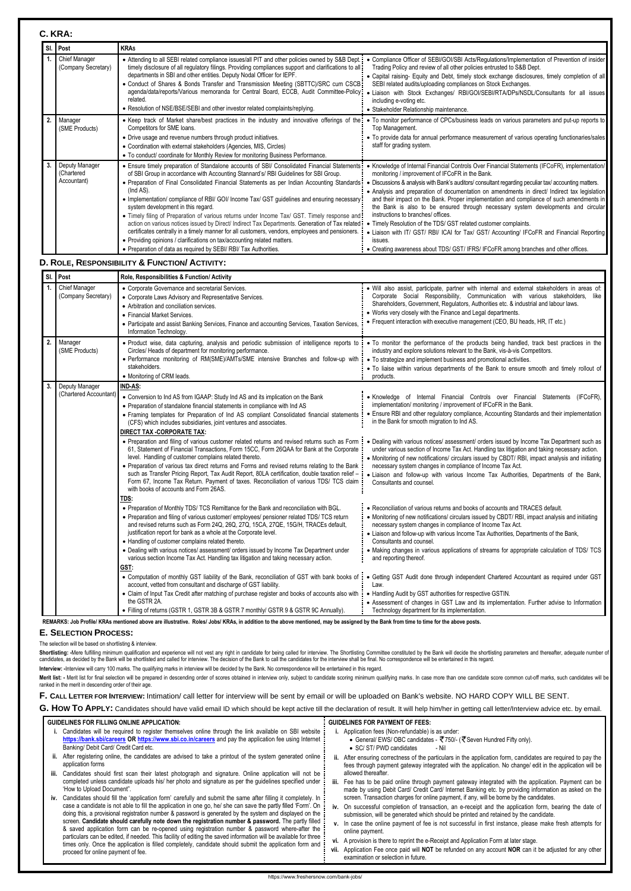## C. KRA:

| Sl. | Post | KRAs | |
|---|---|---|---|
| 1. | Chief Manager (Company Secretary) | • Attending to all SEBI related compliance issues/all PIT and other policies owned by S&B Dept. timely disclosure of all regulatory filings. Providing compliances support and clarifications to all departments in SBI and other entities. Deputy Nodal Officer for IEPF.<br>• Conduct of Shares & Bonds Transfer and Transmission Meeting (SBTTC)/SRC cum CSCB agenda/data/reports/Various memoranda for Central Board, ECCB, Audit Committee-Policy related.<br>• Resolution of NSE/BSE/SEBI and other investor related complaints/replying. | • Compliance Officer of SEBI/GOI/SBI Acts/Regulations/Implementation of Prevention of insider Trading Policy and review of all other policies entrusted to S&B Dept.<br>• Capital raising- Equity and Debt, timely stock exchange disclosures, timely completion of all SEBI related audits/uploading compliances on Stock Exchanges.<br>• Liaison with Stock Exchanges/ RBI/GOI/SEBI/RTA/DPs/NSDL/Consultants for all issues including e-voting etc.<br>• Stakeholder Relationship maintenance. |
| 2. | Manager (SME Products) | • Keep track of Market share/best practices in the industry and innovative offerings of the Competitors for SME loans.<br>• Drive usage and revenue numbers through product initiatives.<br>• Coordination with external stakeholders (Agencies, MIS, Circles)<br>• To conduct/ coordinate for Monthly Review for monitoring Business Performance. | • To monitor performance of CPCs/business leads on various parameters and put-up reports to Top Management.<br>• To provide data for annual performance measurement of various operating functionaries/sales staff for grading system. |
| 3. | Deputy Manager (Chartered Accountant) | • Ensure timely preparation of Standalone accounts of SBI/ Consolidated Financial Statements of SBI Group in accordance with Accounting Stannard's/ RBI Guidelines for SBI Group.<br>• Preparation of Final Consolidated Financial Statements as per Indian Accounting Standards (Ind AS).<br>• Implementation/ compliance of RBI/ GOI/ Income Tax/ GST guidelines and ensuring necessary system development in this regard.<br>• Timely filing of Preparation of various returns under Income Tax/ GST. Timely response and action on various notices issued by Direct/ Indirect Tax Departments. Generation of Tax related certificates centrally in a timely manner for all customers, vendors, employees and pensioners.<br>• Providing opinions / clarifications on tax/accounting related matters.<br>• Preparation of data as required by SEBI/ RBI/ Tax Authorities. | • Knowledge of Internal Financial Controls Over Financial Statements (IFCoFR), implementation/ monitoring / improvement of IFCoFR in the Bank.<br>• Discussions & analysis with Bank's auditors/ consultant regarding peculiar tax/ accounting matters.<br>• Analysis and preparation of documentation on amendments in direct/ Indirect tax legislation and their impact on the Bank. Proper implementation and compliance of such amendments in the Bank is also to be ensured through necessary system developments and circular instructions to branches/ offices.<br>• Timely Resolution of the TDS/ GST related customer complaints.<br>• Liaison with IT/ GST/ RBI/ ICAI for Tax/ GST/ Accounting/ IFCoFR and Financial Reporting issues.<br>• Creating awareness about TDS/ GST/ IFRS/ IFCoFR among branches and other offices. |

## D. ROLE, RESPONSIBILITY & FUNCTION/ ACTIVITY:

| Sl. | Post | Role, Responsibilities & Function/ Activity | |
|---|---|---|---|
| 1. | Chief Manager (Company Secretary) | • Corporate Governance and secretarial Services.<br>• Corporate Laws Advisory and Representative Services.<br>• Arbitration and conciliation services.<br>• Financial Market Services.<br>• Participate and assist Banking Services, Finance and accounting Services, Taxation Services, Information Technology. | • Will also assist, participate, partner with internal and external stakeholders in areas of: Corporate Social Responsibility, Communication with various stakeholders, like Shareholders, Government, Regulators, Authorities etc. & industrial and labour laws.<br>• Works very closely with the Finance and Legal departments.<br>• Frequent interaction with executive management (CEO, BU heads, HR, IT etc.) |
| 2. | Manager (SME Products) | • Product wise, data capturing, analysis and periodic submission of intelligence reports to Circles/ Heads of department for monitoring performance.<br>• Performance monitoring of RM(SME)/AMTs/SME intensive Branches and follow-up with stakeholders.<br>• Monitoring of CRM leads. | • To monitor the performance of the products being handled, track best practices in the industry and explore solutions relevant to the Bank, vis-à-vis Competitors.<br>• To strategize and implement business and promotional activities.<br>• To liaise within various departments of the Bank to ensure smooth and timely rollout of products. |
| 3. | Deputy Manager (Chartered Accountant) | **IND-AS:**<br>• Conversion to Ind AS from IGAAP: Study Ind AS and its implication on the Bank<br>• Preparation of standalone financial statements in compliance with Ind AS<br>• Framing templates for Preparation of Ind AS compliant Consolidated financial statements (CFS) which includes subsidiaries, joint ventures and associates. | • Knowledge of Internal Financial Controls over Financial Statements (IFCoFR), implementation/ monitoring / improvement of IFCoFR in the Bank.<br>• Ensure RBI and other regulatory compliance, Accounting Standards and their implementation in the Bank for smooth migration to Ind AS. |
| | | **DIRECT TAX -CORPORATE TAX:**<br>• Preparation and filing of various customer related returns and revised returns such as Form 61, Statement of Financial Transactions, Form 15CC, Form 26QAA for Bank at the Corporate level. Handling of customer complains related thereto.<br>• Preparation of various tax direct returns and Forms and revised returns relating to the Bank such as Transfer Pricing Report, Tax Audit Report, 80LA certification, double taxation relief – Form 67, Income Tax Return. Payment of taxes. Reconciliation of various TDS/ TCS claim with books of accounts and Form 26AS. | • Dealing with various notices/ assessment/ orders issued by Income Tax Department such as under various section of Income Tax Act. Handling tax litigation and taking necessary action.<br>• Monitoring of new notifications/ circulars issued by CBDT/ RBI, impact analysis and initiating necessary system changes in compliance of Income Tax Act.<br>• Liaison and follow-up with various Income Tax Authorities, Departments of the Bank, Consultants and counsel. |
| | | **TDS:**<br>• Preparation of Monthly TDS/ TCS Remittance for the Bank and reconciliation with BGL.<br>• Preparation and filing of various customer/ employees/ pensioner related TDS/ TCS return and revised returns such as Form 24Q, 26Q, 27Q, 15CA, 27QE, 15G/H, TRACEs default, justification report for bank as a whole at the Corporate level.<br>• Handling of customer complains related thereto.<br>• Dealing with various notices/ assessment/ orders issued by Income Tax Department under various section Income Tax Act. Handling tax litigation and taking necessary action. | • Reconciliation of various returns and books of accounts and TRACES default.<br>• Monitoring of new notifications/ circulars issued by CBDT/ RBI, impact analysis and initiating necessary system changes in compliance of Income Tax Act.<br>• Liaison and follow-up with various Income Tax Authorities, Departments of the Bank, Consultants and counsel.<br>• Making changes in various applications of streams for appropriate calculation of TDS/ TCS and reporting thereof. |
| | | **GST:**<br>• Computation of monthly GST liability of the Bank, reconciliation of GST with bank books of account, vetted from consultant and discharge of GST liability.<br>• Claim of Input Tax Credit after matching of purchase register and books of accounts also with the GSTR 2A.<br>• Filling of returns (GSTR 1, GSTR 3B & GSTR 7 monthly/ GSTR 9 & GSTR 9C Annually). | • Getting GST Audit done through independent Chartered Accountant as required under GST Law.<br>• Handling Audit by GST authorities for respective GSTIN.<br>• Assessment of changes in GST Law and its implementation. Further advise to Information Technology department for its implementation. |

**REMARKS: Job Profile/ KRAs mentioned above are illustrative. Roles/ Jobs/ KRAs, in addition to the above mentioned, may be assigned by the Bank from time to time for the above posts.**

## E. SELECTION PROCESS:

The selection will be based on shortlisting & interview.

**Shortlisting:** -Mere fulfilling minimum qualification and experience will not vest any right in candidate for being called for interview. The Shortlisting Committee constituted by the Bank will decide the shortlisting parameters and thereafter, adequate number of candidates, as decided by the Bank will be shortlisted and called for interview. The decision of the Bank to call the candidates for the interview shall be final. No correspondence will be entertained in this regard.

**Interview:** -Interview will carry 100 marks. The qualifying marks in interview will be decided by the Bank. No correspondence will be entertained in this regard.

**Merit list:** - Merit list for final selection will be prepared in descending order of scores obtained in interview only, subject to candidate scoring minimum qualifying marks. In case more than one candidate score common cut-off marks, such candidates will be ranked in the merit in descending order of their age.

## F. CALL LETTER FOR INTERVIEW: 

Intimation/ call letter for interview will be sent by email or will be uploaded on Bank's website. NO HARD COPY WILL BE SENT.

## G. HOW TO APPLY: 

Candidates should have valid email ID which should be kept active till the declaration of result. It will help him/her in getting call letter/Interview advice etc. by email.

### GUIDELINES FOR FILLING ONLINE APPLICATION:

i. Candidates will be required to register themselves online through the link available on SBI website **https://bank.sbi/careers** OR **https://www.sbi.co.in/careers** and pay the application fee using Internet Banking/ Debit Card/ Credit Card etc.

ii. After registering online, the candidates are advised to take a printout of the system generated online application forms

iii. Candidates should first scan their latest photograph and signature. Online application will not be completed unless candidate uploads his/ her photo and signature as per the guidelines specified under 'How to Upload Document".

iv. Candidates should fill the 'application form' carefully and submit the same after filling it completely. In case a candidate is not able to fill the application in one go, he/ she can save the partly filled 'Form'. On doing this, a provisional registration number & password is generated by the system and displayed on the screen. **Candidate should carefully note down the registration number & password.** The partly filled & saved application form can be re-opened using registration number & password where-after the particulars can be edited, if needed. This facility of editing the saved information will be available for three times only. Once the application is filled completely, candidate should submit the application form and proceed for online payment of fee.

### GUIDELINES FOR PAYMENT OF FEES:

i. Application fees (Non-refundable) is as under:
   - General/ EWS/ OBC candidates - ₹750/- (₹Seven Hundred Fifty only).
   - SC/ ST/ PWD candidates - Nil

ii. After ensuring correctness of the particulars in the application form, candidates are required to pay the fees through payment gateway integrated with the application. No change/ edit in the application will be allowed thereafter.

iii. Fee has to be paid online through payment gateway integrated with the application. Payment can be made by using Debit Card/ Credit Card/ Internet Banking etc. by providing information as asked on the screen. Transaction charges for online payment, if any, will be borne by the candidates.

iv. On successful completion of transaction, an e-receipt and the application form, bearing the date of submission, will be generated which should be printed and retained by the candidate.

v. In case the online payment of fee is not successful in first instance, please make fresh attempts for online payment.

vi. A provision is there to reprint the e-Receipt and Application Form at later stage.

vii. Application Fee once paid will **NOT** be refunded on any account **NOR** can it be adjusted for any other examination or selection in future.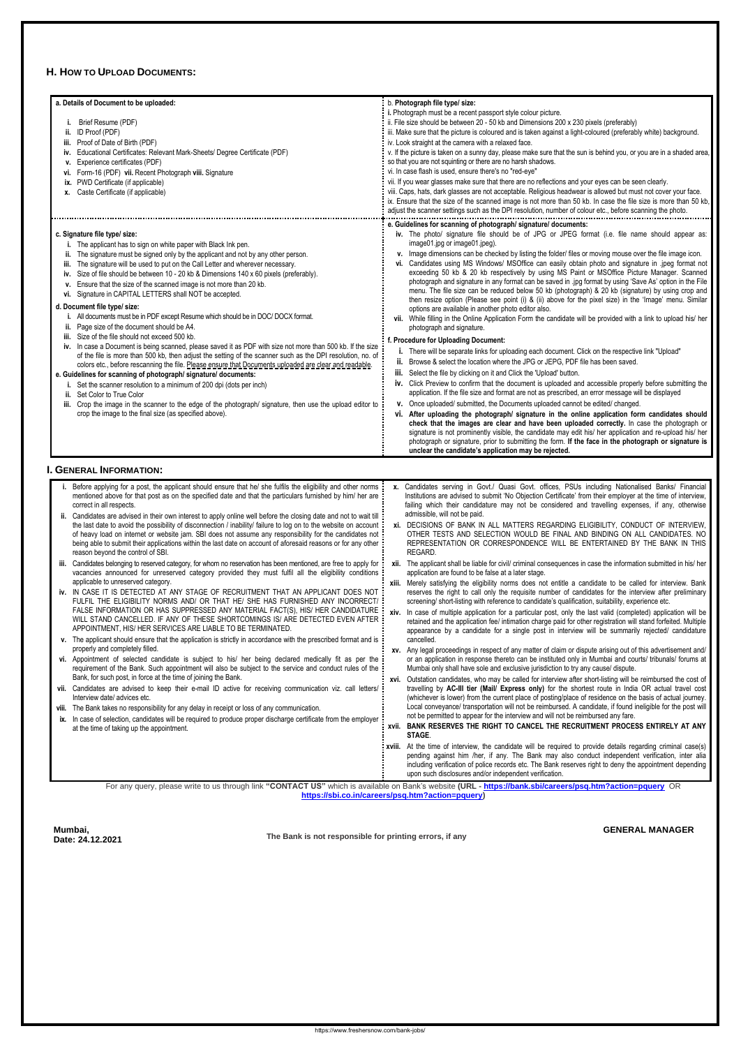## H. How to Upload Documents:

**a. Details of Document to be uploaded:**

- **i.** Brief Resume (PDF)
- **ii.** ID Proof (PDF)
- **iii.** Proof of Date of Birth (PDF)
- **iv.** Educational Certificates: Relevant Mark-Sheets/ Degree Certificate (PDF)
- **v.** Experience certificates (PDF)
- **vi.** Form-16 (PDF) **vii.** Recent Photograph **viii.** Signature
- **ix.** PWD Certificate (if applicable)
- **x.** Caste Certificate (if applicable)

**b. Photograph file type/ size:**

i. Photograph must be a recent passport style colour picture.
ii. File size should be between 20 - 50 kb and Dimensions 200 x 230 pixels (preferably)
iii. Make sure that the picture is coloured and is taken against a light-coloured (preferably white) background.
iv. Look straight at the camera with a relaxed face.
v. If the picture is taken on a sunny day, please make sure that the sun is behind you, or you are in a shaded area, so that you are not squinting or there are no harsh shadows.
vi. In case flash is used, ensure there's no "red-eye"
vii. If you wear glasses make sure that there are no reflections and your eyes can be seen clearly.
viii. Caps, hats, dark glasses are not acceptable. Religious headwear is allowed but must not cover your face.
ix. Ensure that the size of the scanned image is not more than 50 kb. In case the file size is more than 50 kb, adjust the scanner settings such as the DPI resolution, number of colour etc., before scanning the photo.

**c. Signature file type/ size:**

- **i.** The applicant has to sign on white paper with Black Ink pen.
- **ii.** The signature must be signed only by the applicant and not by any other person.
- **iii.** The signature will be used to put on the Call Letter and wherever necessary.
- **iv.** Size of file should be between 10 - 20 kb & Dimensions 140 x 60 pixels (preferably).
- **v.** Ensure that the size of the scanned image is not more than 20 kb.
- **vi.** Signature in CAPITAL LETTERS shall NOT be accepted.

**d. Document file type/ size:**

- **i.** All documents must be in PDF except Resume which should be in DOC/ DOCX format.
- **ii.** Page size of the document should be A4.
- **iii.** Size of the file should not exceed 500 kb.
- **iv.** In case a Document is being scanned, please saved it as PDF with size not more than 500 kb. If the size of the file is more than 500 kb, then adjust the setting of the scanner such as the DPI resolution, no. of colors etc., before rescanning the file. Please ensure that Documents uploaded are clear and readable.

**e. Guidelines for scanning of photograph/ signature/ documents:**

- **i.** Set the scanner resolution to a minimum of 200 dpi (dots per inch)
- **ii.** Set Color to True Color
- **iii.** Crop the image in the scanner to the edge of the photograph/ signature, then use the upload editor to crop the image to the final size (as specified above).
- **iv.** The photo/ signature file should be of JPG or JPEG format (i.e. file name should appear as: image01.jpg or image01.jpeg).
- **v.** Image dimensions can be checked by listing the folder/ files or moving mouse over the file image icon.
- **vi.** Candidates using MS Windows/ MSOffice can easily obtain photo and signature in .jpeg format not exceeding 50 kb & 20 kb respectively by using MS Paint or MSOffice Picture Manager. Scanned photograph and signature in any format can be saved in .jpg format by using 'Save As' option in the File menu. The file size can be reduced below 50 kb (photograph) & 20 kb (signature) by using crop and then resize option (Please see point (i) & (ii) above for the pixel size) in the 'Image' menu. Similar options are available in another photo editor also.
- **vii.** While filling in the Online Application Form the candidate will be provided with a link to upload his/ her photograph and signature.

**f. Procedure for Uploading Document:**

- **i.** There will be separate links for uploading each document. Click on the respective link "Upload"
- **ii.** Browse & select the location where the JPG or JEPG, PDF file has been saved.
- **iii.** Select the file by clicking on it and Click the 'Upload' button.
- **iv.** Click Preview to confirm that the document is uploaded and accessible properly before submitting the application. If the file size and format are not as prescribed, an error message will be displayed
- **v.** Once uploaded/ submitted, the Documents uploaded cannot be edited/ changed.
- **vi.** **After uploading the photograph/ signature in the online application form candidates should check that the images are clear and have been uploaded correctly.** In case the photograph or signature is not prominently visible, the candidate may edit his/ her application and re-upload his/ her photograph or signature, prior to submitting the form. **If the face in the photograph or signature is unclear the candidate's application may be rejected.**

## I. General Information:

- **i.** Before applying for a post, the applicant should ensure that he/ she fulfils the eligibility and other norms mentioned above for that post as on the specified date and that the particulars furnished by him/ her are correct in all respects.
- **ii.** Candidates are advised in their own interest to apply online well before the closing date and not to wait till the last date to avoid the possibility of disconnection / inability/ failure to log on to the website on account of heavy load on internet or website jam. SBI does not assume any responsibility for the candidates not being able to submit their applications within the last date on account of aforesaid reasons or for any other reason beyond the control of SBI.
- **iii.** Candidates belonging to reserved category, for whom no reservation has been mentioned, are free to apply for vacancies announced for unreserved category provided they must fulfil all the eligibility conditions applicable to unreserved category.
- **iv.** IN CASE IT IS DETECTED AT ANY STAGE OF RECRUITMENT THAT AN APPLICANT DOES NOT FULFIL THE ELIGIBILITY NORMS AND/ OR THAT HE/ SHE HAS FURNISHED ANY INCORRECT/ FALSE INFORMATION OR HAS SUPPRESSED ANY MATERIAL FACT(S), HIS/ HER CANDIDATURE WILL STAND CANCELLED. IF ANY OF THESE SHORTCOMINGS IS/ ARE DETECTED EVEN AFTER APPOINTMENT, HIS/ HER SERVICES ARE LIABLE TO BE TERMINATED.
- **v.** The applicant should ensure that the application is strictly in accordance with the prescribed format and is properly and completely filled.
- **vi.** Appointment of selected candidate is subject to his/ her being declared medically fit as per the requirement of the Bank. Such appointment will also be subject to the service and conduct rules of the Bank, for such post, in force at the time of joining the Bank.
- **vii.** Candidates are advised to keep their e-mail ID active for receiving communication viz. call letters/ Interview date/ advices etc.
- **viii.** The Bank takes no responsibility for any delay in receipt or loss of any communication.
- **ix.** In case of selection, candidates will be required to produce proper discharge certificate from the employer at the time of taking up the appointment.
- **x.** Candidates serving in Govt./ Quasi Govt. offices, PSUs including Nationalised Banks/ Financial Institutions are advised to submit 'No Objection Certificate' from their employer at the time of interview, failing which their candidature may not be considered and travelling expenses, if any, otherwise admissible, will not be paid.
- **xi.** DECISIONS OF BANK IN ALL MATTERS REGARDING ELIGIBILITY, CONDUCT OF INTERVIEW, OTHER TESTS AND SELECTION WOULD BE FINAL AND BINDING ON ALL CANDIDATES. NO REPRESENTATION OR CORRESPONDENCE WILL BE ENTERTAINED BY THE BANK IN THIS REGARD.
- **xii.** The applicant shall be liable for civil/ criminal consequences in case the information submitted in his/ her application are found to be false at a later stage.
- **xiii.** Merely satisfying the eligibility norms does not entitle a candidate to be called for interview. Bank reserves the right to call only the requisite number of candidates for the interview after preliminary screening/ short-listing with reference to candidate's qualification, suitability, experience etc.
- **xiv.** In case of multiple application for a particular post, only the last valid (completed) application will be retained and the application fee/ intimation charge paid for other registration will stand forfeited. Multiple appearance by a candidate for a single post in interview will be summarily rejected/ candidature cancelled.
- **xv.** Any legal proceedings in respect of any matter of claim or dispute arising out of this advertisement and/ or an application in response thereto can be instituted only in Mumbai and courts/ tribunals/ forums at Mumbai only shall have sole and exclusive jurisdiction to try any cause/ dispute.
- **xvi.** Outstation candidates, who may be called for interview after short-listing will be reimbursed the cost of travelling by **AC-III tier (Mail/ Express only)** for the shortest route in India OR actual travel cost (whichever is lower) from the current place of posting/place of residence on the basis of actual journey. Local conveyance/ transportation will not be reimbursed. A candidate, if found ineligible for the post will not be permitted to appear for the interview and will not be reimbursed any fare.
- **xvii.** **BANK RESERVES THE RIGHT TO CANCEL THE RECRUITMENT PROCESS ENTIRELY AT ANY STAGE**.
- **xviii.** At the time of interview, the candidate will be required to provide details regarding criminal case(s) pending against him /her, if any. The Bank may also conduct independent verification, inter alia including verification of police records etc. The Bank reserves right to deny the appointment depending upon such disclosures and/or independent verification.

For any query, please write to us through link **"CONTACT US"** which is available on Bank's website **(URL - https://bank.sbi/careers/psq.htm?action=pquery** OR **https://sbi.co.in/careers/psq.htm?action=pquery)**

**Mumbai,**
**Date: 24.12.2021**

**The Bank is not responsible for printing errors, if any**

**GENERAL MANAGER**